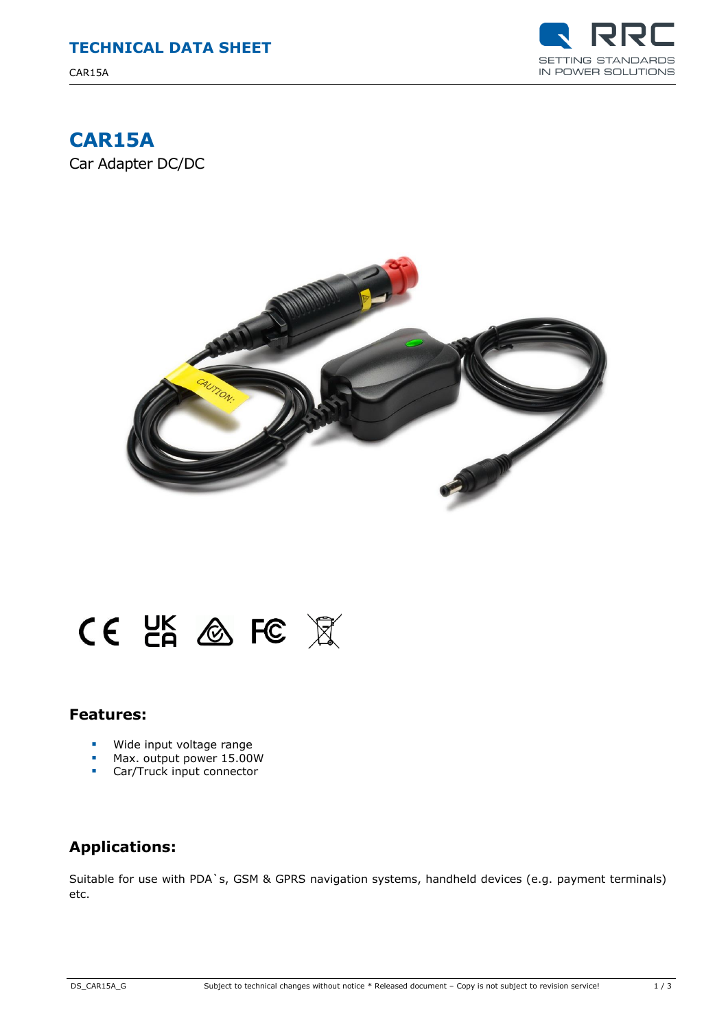# CAR15A

Car Adapter DC/DC

## Features:

- Wide input voltage range
- Max. output power 15.00W
- Car/Truck input connector

## Applications:

Suitable for use with PDA`s, GSM & GPRS navigation systems, handheld devices (e.g. payment terminals) etc.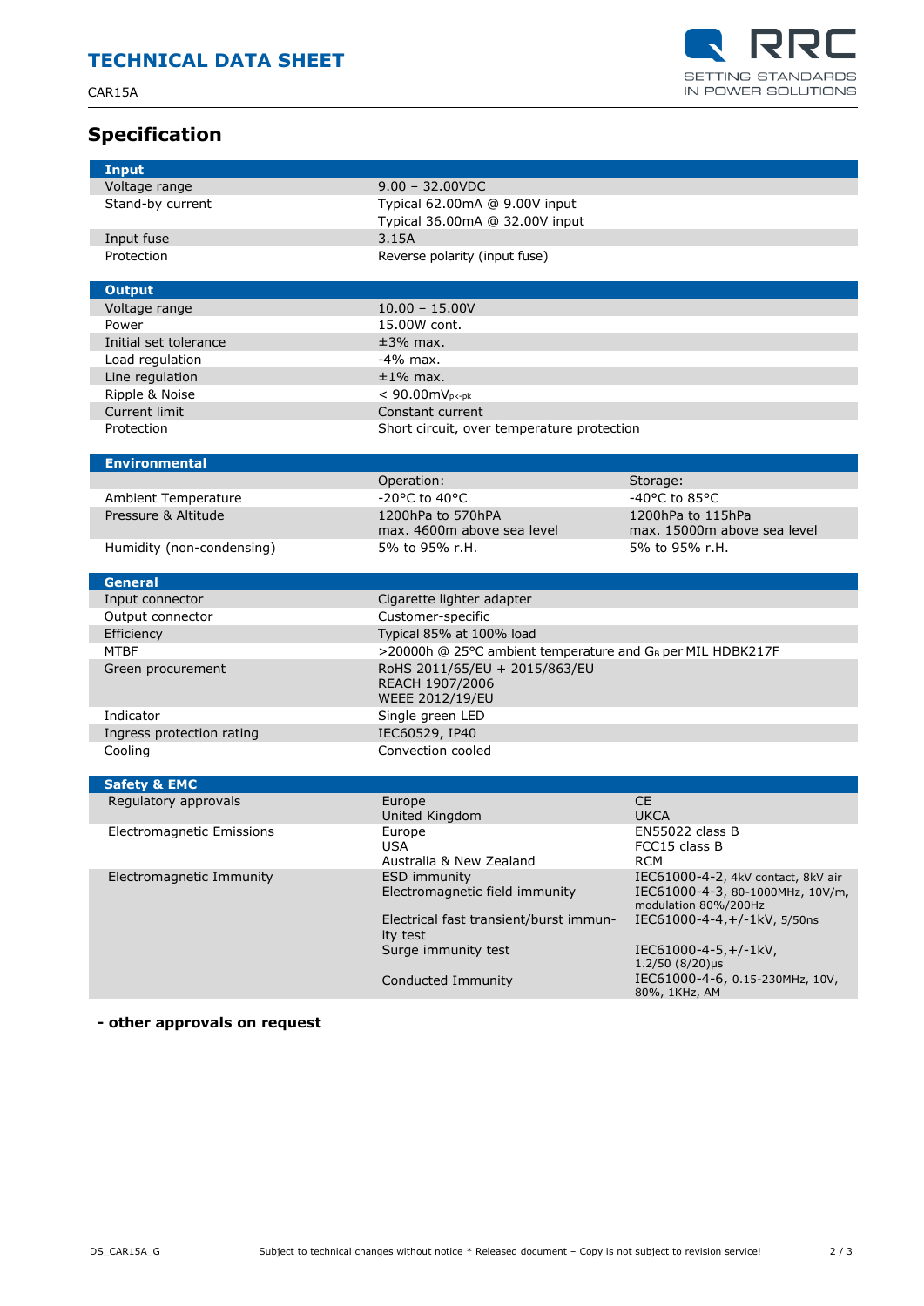## Specification

| **Input** | | |
|---|---|---|
| Voltage range | 9.00 – 32.00VDC | |
| Stand-by current | Typical 62.00mA @ 9.00V input<br>Typical 36.00mA @ 32.00V input | |
| Input fuse | 3.15A | |
| Protection | Reverse polarity (input fuse) | |
| **Output** | | |
| Voltage range | 10.00 – 15.00V | |
| Power | 15.00W cont. | |
| Initial set tolerance | ±3% max. | |
| Load regulation | -4% max. | |
| Line regulation | ±1% max. | |
| Ripple & Noise | < 90.00mV$_{pk-pk}$ | |
| Current limit | Constant current | |
| Protection | Short circuit, over temperature protection | |
| **Environmental** | | |
| | Operation: | Storage: |
| Ambient Temperature | -20°C to 40°C | -40°C to 85°C |
| Pressure & Altitude | 1200hPa to 570hPA<br>max. 4600m above sea level | 1200hPa to 115hPa<br>max. 15000m above sea level |
| Humidity (non-condensing) | 5% to 95% r.H. | 5% to 95% r.H. |
| **General** | | |
| Input connector | Cigarette lighter adapter | |
| Output connector | Customer-specific | |
| Efficiency | Typical 85% at 100% load | |
| MTBF | >20000h @ 25°C ambient temperature and $G_B$ per MIL HDBK217F | |
| Green procurement | RoHS 2011/65/EU + 2015/863/EU<br>REACH 1907/2006<br>WEEE 2012/19/EU | |
| Indicator | Single green LED | |
| Ingress protection rating | IEC60529, IP40 | |
| Cooling | Convection cooled | |
| **Safety & EMC** | | |
| Regulatory approvals | Europe<br>United Kingdom | CE<br>UKCA |
| Electromagnetic Emissions | Europe<br>USA<br>Australia & New Zealand | EN55022 class B<br>FCC15 class B<br>RCM |
| Electromagnetic Immunity | ESD immunity<br>Electromagnetic field immunity<br>Electrical fast transient/burst immunity test<br>Surge immunity test<br>Conducted Immunity | IEC61000-4-2, 4kV contact, 8kV air<br>IEC61000-4-3, 80-1000MHz, 10V/m, modulation 80%/200Hz<br>IEC61000-4-4,+/-1kV, 5/50ns<br>IEC61000-4-5,+/-1kV, 1.2/50 (8/20)µs<br>IEC61000-4-6, 0.15-230MHz, 10V, 80%, 1KHz, AM |

**- other approvals on request**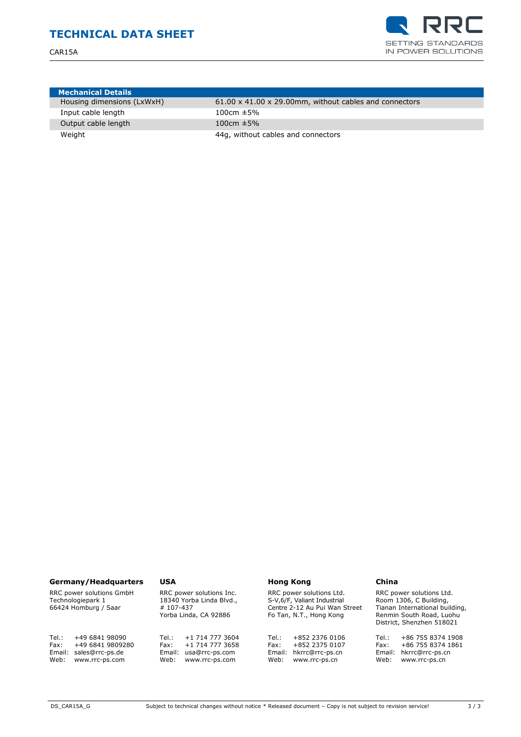| Mechanical Details | |
|---|---|
| Housing dimensions (LxWxH) | 61.00 x 41.00 x 29.00mm, without cables and connectors |
| Input cable length | 100cm ±5% |
| Output cable length | 100cm ±5% |
| Weight | 44g, without cables and connectors |

**Germany/Headquarters**

RRC power solutions GmbH
Technologiepark 1
66424 Homburg / Saar

Tel.: +49 6841 98090
Fax: +49 6841 9809280
Email: sales@rrc-ps.de
Web: www.rrc-ps.com

**USA**

RRC power solutions Inc.
18340 Yorba Linda Blvd.,
# 107-437
Yorba Linda, CA 92886

Tel.: +1 714 777 3604
Fax: +1 714 777 3658
Email: usa@rrc-ps.com
Web: www.rrc-ps.com

**Hong Kong**

RRC power solutions Ltd.
S-V,6/F, Valiant Industrial
Centre 2-12 Au Pui Wan Street
Fo Tan, N.T., Hong Kong

Tel.: +852 2376 0106
Fax: +852 2375 0107
Email: hkrrc@rrc-ps.cn
Web: www.rrc-ps.cn

**China**

RRC power solutions Ltd.
Room 1306, C Building,
Tianan International building,
Renmin South Road, Luohu
District, Shenzhen 518021

Tel.: +86 755 8374 1908
Fax: +86 755 8374 1861
Email: hkrrc@rrc-ps.cn
Web: www.rrc-ps.cn

DS_CAR15A_G    Subject to technical changes without notice * Released document – Copy is not subject to revision service!